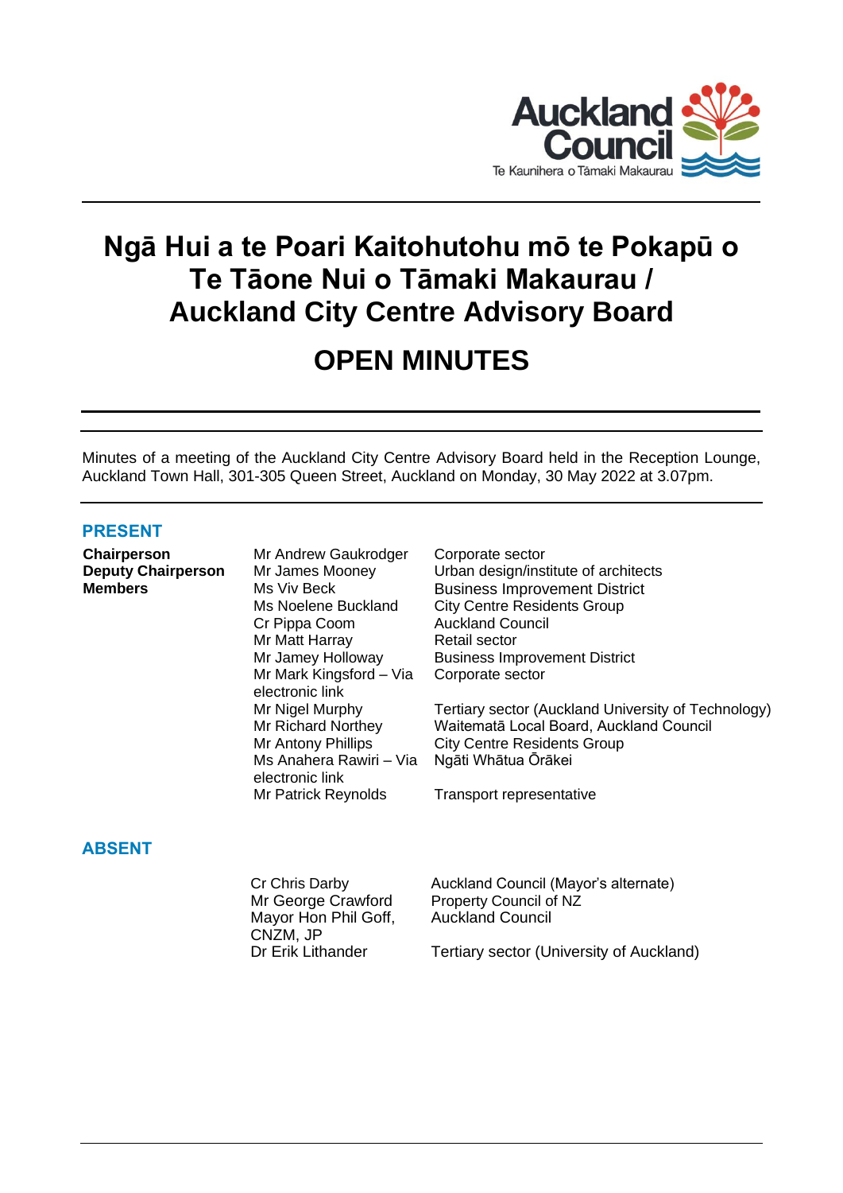# Ngā Hui a te Poari Kaitohutohu mō te Pokapū o Te Tāone Nui o Tāmaki Makaurau / Auckland City Centre Advisory Board

# OPEN MINUTES

Minutes of a meeting of the Auckland City Centre Advisory Board held in the Reception Lounge, Auckland Town Hall, 301-305 Queen Street, Auckland on Monday, 30 May 2022 at 3.07pm.

## PRESENT

| | | |
|---|---|---|
| **Chairperson** | Mr Andrew Gaukrodger | Corporate sector |
| **Deputy Chairperson** | Mr James Mooney | Urban design/institute of architects |
| **Members** | Ms Viv Beck | Business Improvement District |
| | Ms Noelene Buckland | City Centre Residents Group |
| | Cr Pippa Coom | Auckland Council |
| | Mr Matt Harray | Retail sector |
| | Mr Jamey Holloway | Business Improvement District |
| | Mr Mark Kingsford – Via electronic link | Corporate sector |
| | Mr Nigel Murphy | Tertiary sector (Auckland University of Technology) |
| | Mr Richard Northey | Waitematā Local Board, Auckland Council |
| | Mr Antony Phillips | City Centre Residents Group |
| | Ms Anahera Rawiri – Via electronic link | Ngāti Whātua Ōrākei |
| | Mr Patrick Reynolds | Transport representative |

## ABSENT

| | |
|---|---|
| Cr Chris Darby | Auckland Council (Mayor's alternate) |
| Mr George Crawford | Property Council of NZ |
| Mayor Hon Phil Goff, CNZM, JP | Auckland Council |
| Dr Erik Lithander | Tertiary sector (University of Auckland) |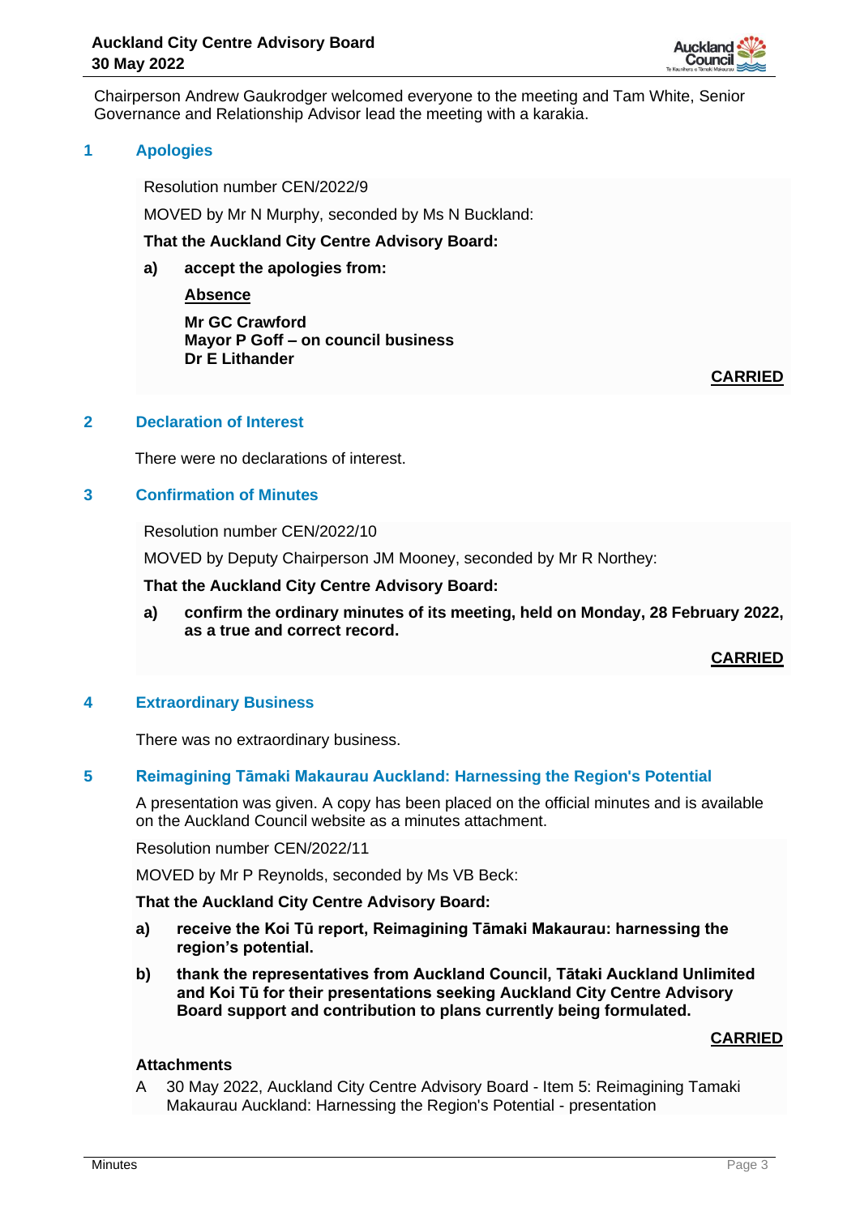Chairperson Andrew Gaukrodger welcomed everyone to the meeting and Tam White, Senior Governance and Relationship Advisor lead the meeting with a karakia.

## 1 Apologies

Resolution number CEN/2022/9

MOVED by Mr N Murphy, seconded by Ms N Buckland:

**That the Auckland City Centre Advisory Board:**

**a) accept the apologies from:**

**Absence**

**Mr GC Crawford**
**Mayor P Goff – on council business**
**Dr E Lithander**

**CARRIED**

## 2 Declaration of Interest

There were no declarations of interest.

## 3 Confirmation of Minutes

Resolution number CEN/2022/10

MOVED by Deputy Chairperson JM Mooney, seconded by Mr R Northey:

**That the Auckland City Centre Advisory Board:**

**a) confirm the ordinary minutes of its meeting, held on Monday, 28 February 2022, as a true and correct record.**

**CARRIED**

## 4 Extraordinary Business

There was no extraordinary business.

## 5 Reimagining Tāmaki Makaurau Auckland: Harnessing the Region's Potential

A presentation was given. A copy has been placed on the official minutes and is available on the Auckland Council website as a minutes attachment.

Resolution number CEN/2022/11

MOVED by Mr P Reynolds, seconded by Ms VB Beck:

**That the Auckland City Centre Advisory Board:**

**a) receive the Koi Tū report, Reimagining Tāmaki Makaurau: harnessing the region's potential.**

**b) thank the representatives from Auckland Council, Tātaki Auckland Unlimited and Koi Tū for their presentations seeking Auckland City Centre Advisory Board support and contribution to plans currently being formulated.**

**CARRIED**

**Attachments**

A 30 May 2022, Auckland City Centre Advisory Board - Item 5: Reimagining Tamaki Makaurau Auckland: Harnessing the Region's Potential - presentation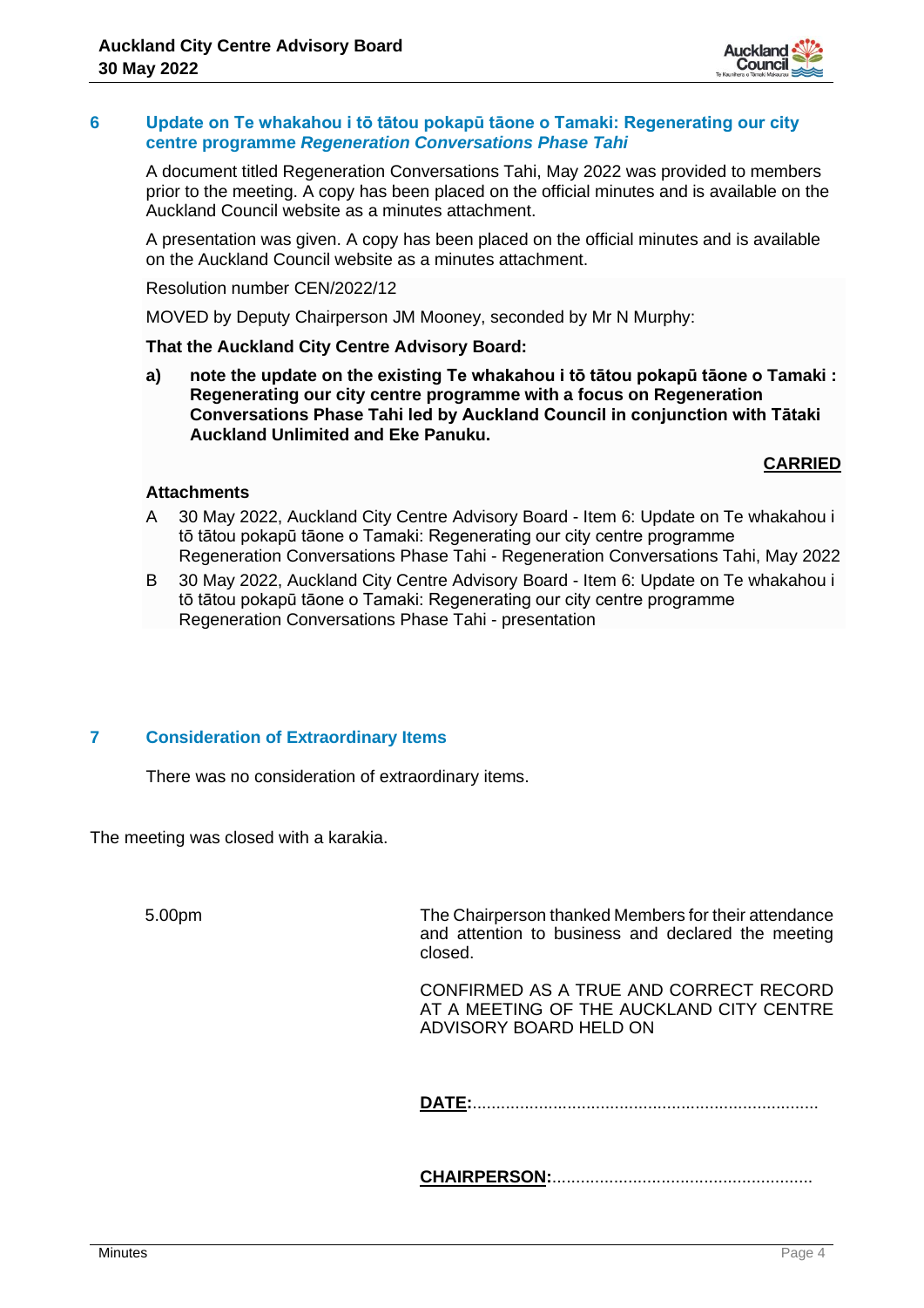## 6 Update on Te whakahou i tō tātou pokapū tāone o Tamaki: Regenerating our city centre programme *Regeneration Conversations Phase Tahi*

A document titled Regeneration Conversations Tahi, May 2022 was provided to members prior to the meeting. A copy has been placed on the official minutes and is available on the Auckland Council website as a minutes attachment.

A presentation was given. A copy has been placed on the official minutes and is available on the Auckland Council website as a minutes attachment.

Resolution number CEN/2022/12

MOVED by Deputy Chairperson JM Mooney, seconded by Mr N Murphy:

**That the Auckland City Centre Advisory Board:**

**a) note the update on the existing Te whakahou i tō tātou pokapū tāone o Tamaki : Regenerating our city centre programme with a focus on Regeneration Conversations Phase Tahi led by Auckland Council in conjunction with Tātaki Auckland Unlimited and Eke Panuku.**

**CARRIED**

**Attachments**

A 30 May 2022, Auckland City Centre Advisory Board - Item 6: Update on Te whakahou i tō tātou pokapū tāone o Tamaki: Regenerating our city centre programme Regeneration Conversations Phase Tahi - Regeneration Conversations Tahi, May 2022

B 30 May 2022, Auckland City Centre Advisory Board - Item 6: Update on Te whakahou i tō tātou pokapū tāone o Tamaki: Regenerating our city centre programme Regeneration Conversations Phase Tahi - presentation

## 7 Consideration of Extraordinary Items

There was no consideration of extraordinary items.

The meeting was closed with a karakia.

5.00pm

The Chairperson thanked Members for their attendance and attention to business and declared the meeting closed.

CONFIRMED AS A TRUE AND CORRECT RECORD AT A MEETING OF THE AUCKLAND CITY CENTRE ADVISORY BOARD HELD ON

**DATE:**.........................................................................

**CHAIRPERSON:**.......................................................